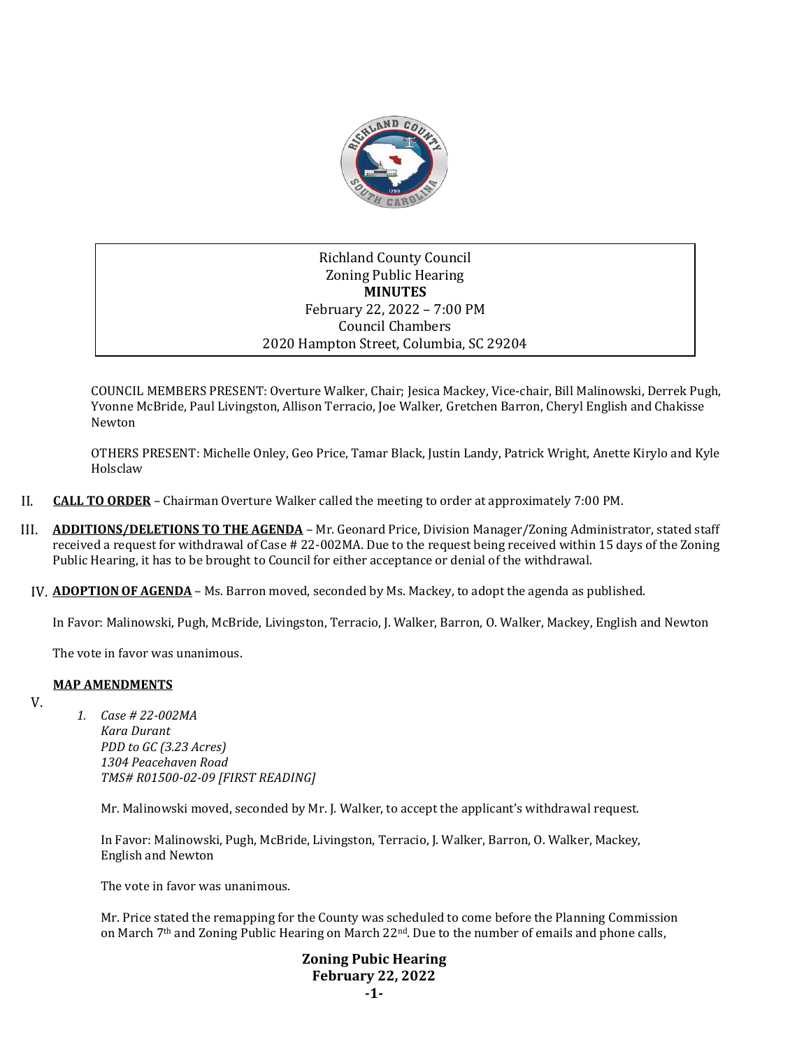Richland County Council
Zoning Public Hearing
**MINUTES**
February 22, 2022 – 7:00 PM
Council Chambers
2020 Hampton Street, Columbia, SC 29204

COUNCIL MEMBERS PRESENT: Overture Walker, Chair; Jesica Mackey, Vice-chair, Bill Malinowski, Derrek Pugh, Yvonne McBride, Paul Livingston, Allison Terracio, Joe Walker, Gretchen Barron, Cheryl English and Chakisse Newton

OTHERS PRESENT: Michelle Onley, Geo Price, Tamar Black, Justin Landy, Patrick Wright, Anette Kirylo and Kyle Holsclaw

II. **CALL TO ORDER** – Chairman Overture Walker called the meeting to order at approximately 7:00 PM.

III. **ADDITIONS/DELETIONS TO THE AGENDA** – Mr. Geonard Price, Division Manager/Zoning Administrator, stated staff received a request for withdrawal of Case # 22-002MA. Due to the request being received within 15 days of the Zoning Public Hearing, it has to be brought to Council for either acceptance or denial of the withdrawal.

IV. **ADOPTION OF AGENDA** – Ms. Barron moved, seconded by Ms. Mackey, to adopt the agenda as published.

In Favor: Malinowski, Pugh, McBride, Livingston, Terracio, J. Walker, Barron, O. Walker, Mackey, English and Newton

The vote in favor was unanimous.

V. **MAP AMENDMENTS**

1. *Case # 22-002MA*
   *Kara Durant*
   *PDD to GC (3.23 Acres)*
   *1304 Peacehaven Road*
   *TMS# R01500-02-09 [FIRST READING]*

   Mr. Malinowski moved, seconded by Mr. J. Walker, to accept the applicant's withdrawal request.

   In Favor: Malinowski, Pugh, McBride, Livingston, Terracio, J. Walker, Barron, O. Walker, Mackey, English and Newton

   The vote in favor was unanimous.

   Mr. Price stated the remapping for the County was scheduled to come before the Planning Commission on March 7th and Zoning Public Hearing on March 22nd. Due to the number of emails and phone calls,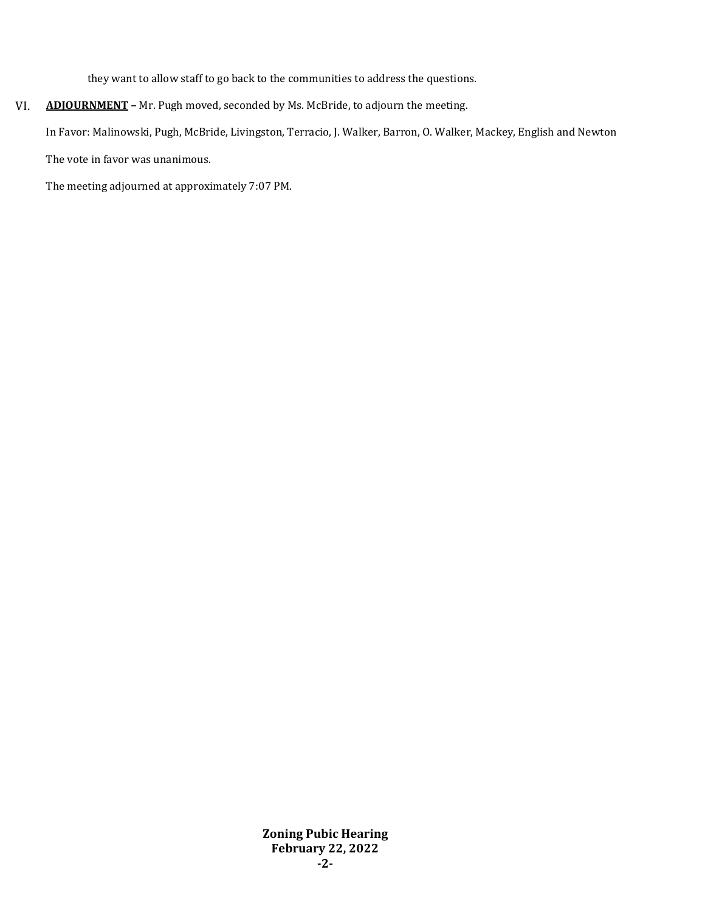they want to allow staff to go back to the communities to address the questions.

VI. **ADJOURNMENT –** Mr. Pugh moved, seconded by Ms. McBride, to adjourn the meeting.

In Favor: Malinowski, Pugh, McBride, Livingston, Terracio, J. Walker, Barron, O. Walker, Mackey, English and Newton

The vote in favor was unanimous.

The meeting adjourned at approximately 7:07 PM.